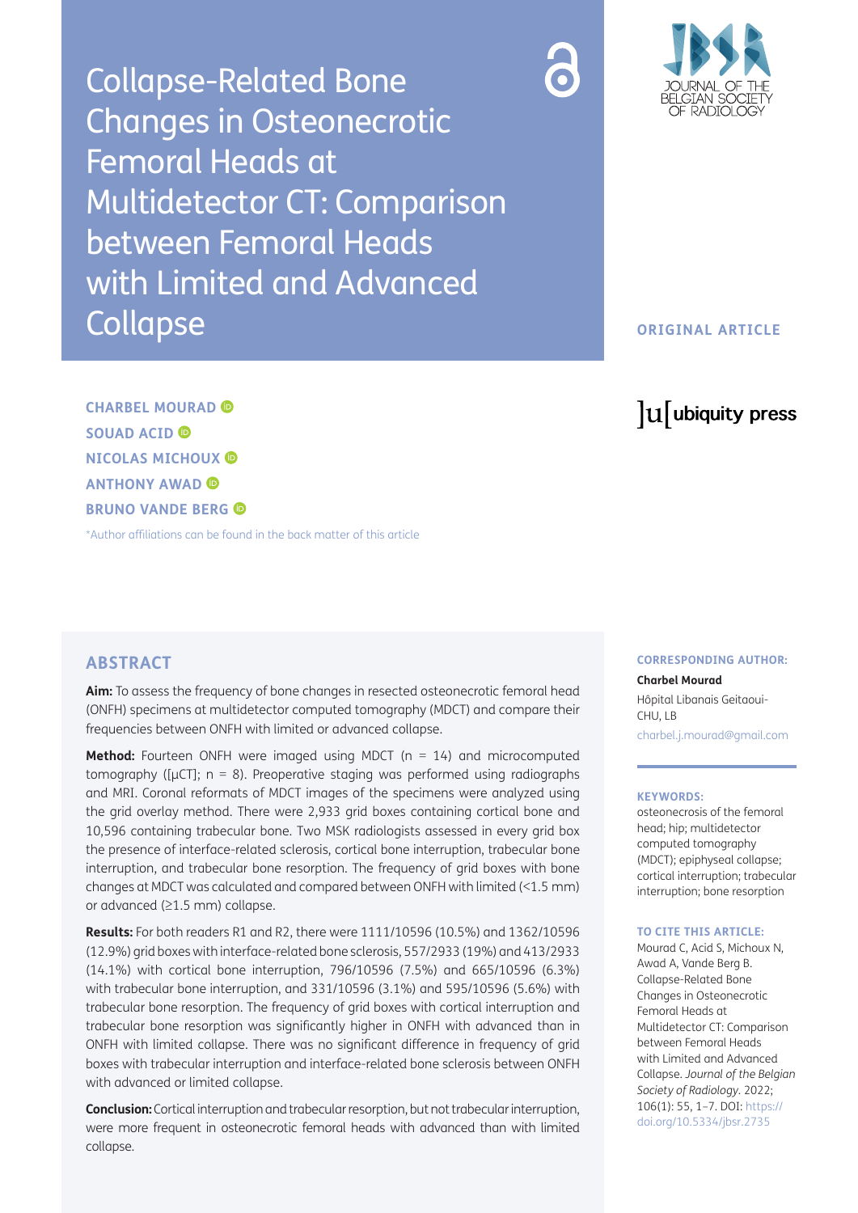# Collapse-Related Bone Changes in Osteonecrotic Femoral Heads at Multidetector CT: Comparison between Femoral Heads with Limited and Advanced Collapse

**ORIGINAL ARTICLE**

**CHARBEL MOURAD**
**SOUAD ACID**
**NICOLAS MICHOUX**
**ANTHONY AWAD**
**BRUNO VANDE BERG**

*Author affiliations can be found in the back matter of this article

## ABSTRACT

**Aim:** To assess the frequency of bone changes in resected osteonecrotic femoral head (ONFH) specimens at multidetector computed tomography (MDCT) and compare their frequencies between ONFH with limited or advanced collapse.

**Method:** Fourteen ONFH were imaged using MDCT (n = 14) and microcomputed tomography ([μCT]; n = 8). Preoperative staging was performed using radiographs and MRI. Coronal reformats of MDCT images of the specimens were analyzed using the grid overlay method. There were 2,933 grid boxes containing cortical bone and 10,596 containing trabecular bone. Two MSK radiologists assessed in every grid box the presence of interface-related sclerosis, cortical bone interruption, trabecular bone interruption, and trabecular bone resorption. The frequency of grid boxes with bone changes at MDCT was calculated and compared between ONFH with limited (<1.5 mm) or advanced (≥1.5 mm) collapse.

**Results:** For both readers R1 and R2, there were 1111/10596 (10.5%) and 1362/10596 (12.9%) grid boxes with interface-related bone sclerosis, 557/2933 (19%) and 413/2933 (14.1%) with cortical bone interruption, 796/10596 (7.5%) and 665/10596 (6.3%) with trabecular bone interruption, and 331/10596 (3.1%) and 595/10596 (5.6%) with trabecular bone resorption. The frequency of grid boxes with cortical interruption and trabecular bone resorption was significantly higher in ONFH with advanced than in ONFH with limited collapse. There was no significant difference in frequency of grid boxes with trabecular interruption and interface-related bone sclerosis between ONFH with advanced or limited collapse.

**Conclusion:** Cortical interruption and trabecular resorption, but not trabecular interruption, were more frequent in osteonecrotic femoral heads with advanced than with limited collapse.

**CORRESPONDING AUTHOR:**

**Charbel Mourad**

Hôpital Libanais Geitaoui-CHU, LB

charbel.j.mourad@gmail.com

**KEYWORDS:**

osteonecrosis of the femoral head; hip; multidetector computed tomography (MDCT); epiphyseal collapse; cortical interruption; trabecular interruption; bone resorption

**TO CITE THIS ARTICLE:**

Mourad C, Acid S, Michoux N, Awad A, Vande Berg B. Collapse-Related Bone Changes in Osteonecrotic Femoral Heads at Multidetector CT: Comparison between Femoral Heads with Limited and Advanced Collapse. *Journal of the Belgian Society of Radiology*. 2022; 106(1): 55, 1–7. DOI: https://doi.org/10.5334/jbsr.2735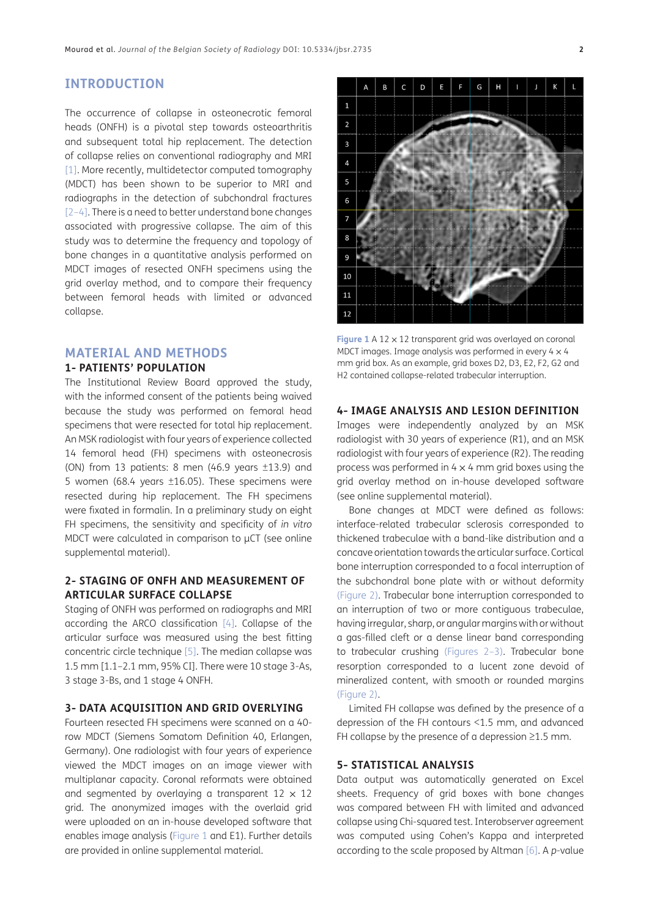## INTRODUCTION

The occurrence of collapse in osteonecrotic femoral heads (ONFH) is a pivotal step towards osteoarthritis and subsequent total hip replacement. The detection of collapse relies on conventional radiography and MRI [1]. More recently, multidetector computed tomography (MDCT) has been shown to be superior to MRI and radiographs in the detection of subchondral fractures [2–4]. There is a need to better understand bone changes associated with progressive collapse. The aim of this study was to determine the frequency and topology of bone changes in a quantitative analysis performed on MDCT images of resected ONFH specimens using the grid overlay method, and to compare their frequency between femoral heads with limited or advanced collapse.

## MATERIAL AND METHODS

### 1- PATIENTS' POPULATION

The Institutional Review Board approved the study, with the informed consent of the patients being waived because the study was performed on femoral head specimens that were resected for total hip replacement. An MSK radiologist with four years of experience collected 14 femoral head (FH) specimens with osteonecrosis (ON) from 13 patients: 8 men (46.9 years ±13.9) and 5 women (68.4 years ±16.05). These specimens were resected during hip replacement. The FH specimens were fixated in formalin. In a preliminary study on eight FH specimens, the sensitivity and specificity of *in vitro* MDCT were calculated in comparison to μCT (see online supplemental material).

### 2- STAGING OF ONFH AND MEASUREMENT OF ARTICULAR SURFACE COLLAPSE

Staging of ONFH was performed on radiographs and MRI according the ARCO classification [4]. Collapse of the articular surface was measured using the best fitting concentric circle technique [5]. The median collapse was 1.5 mm [1.1–2.1 mm, 95% CI]. There were 10 stage 3-As, 3 stage 3-Bs, and 1 stage 4 ONFH.

### 3- DATA ACQUISITION AND GRID OVERLYING

Fourteen resected FH specimens were scanned on a 40-row MDCT (Siemens Somatom Definition 40, Erlangen, Germany). One radiologist with four years of experience viewed the MDCT images on an image viewer with multiplanar capacity. Coronal reformats were obtained and segmented by overlaying a transparent 12 × 12 grid. The anonymized images with the overlaid grid were uploaded on an in-house developed software that enables image analysis (Figure 1 and E1). Further details are provided in online supplemental material.

**Figure 1** A 12 × 12 transparent grid was overlayed on coronal MDCT images. Image analysis was performed in every 4 × 4 mm grid box. As an example, grid boxes D2, D3, E2, F2, G2 and H2 contained collapse-related trabecular interruption.

### 4- IMAGE ANALYSIS AND LESION DEFINITION

Images were independently analyzed by an MSK radiologist with 30 years of experience (R1), and an MSK radiologist with four years of experience (R2). The reading process was performed in 4 × 4 mm grid boxes using the grid overlay method on in-house developed software (see online supplemental material).

Bone changes at MDCT were defined as follows: interface-related trabecular sclerosis corresponded to thickened trabeculae with a band-like distribution and a concave orientation towards the articular surface. Cortical bone interruption corresponded to a focal interruption of the subchondral bone plate with or without deformity (Figure 2). Trabecular bone interruption corresponded to an interruption of two or more contiguous trabeculae, having irregular, sharp, or angular margins with or without a gas-filled cleft or a dense linear band corresponding to trabecular crushing (Figures 2–3). Trabecular bone resorption corresponded to a lucent zone devoid of mineralized content, with smooth or rounded margins (Figure 2).

Limited FH collapse was defined by the presence of a depression of the FH contours <1.5 mm, and advanced FH collapse by the presence of a depression ≥1.5 mm.

### 5- STATISTICAL ANALYSIS

Data output was automatically generated on Excel sheets. Frequency of grid boxes with bone changes was compared between FH with limited and advanced collapse using Chi-squared test. Interobserver agreement was computed using Cohen's Kappa and interpreted according to the scale proposed by Altman [6]. A *p*-value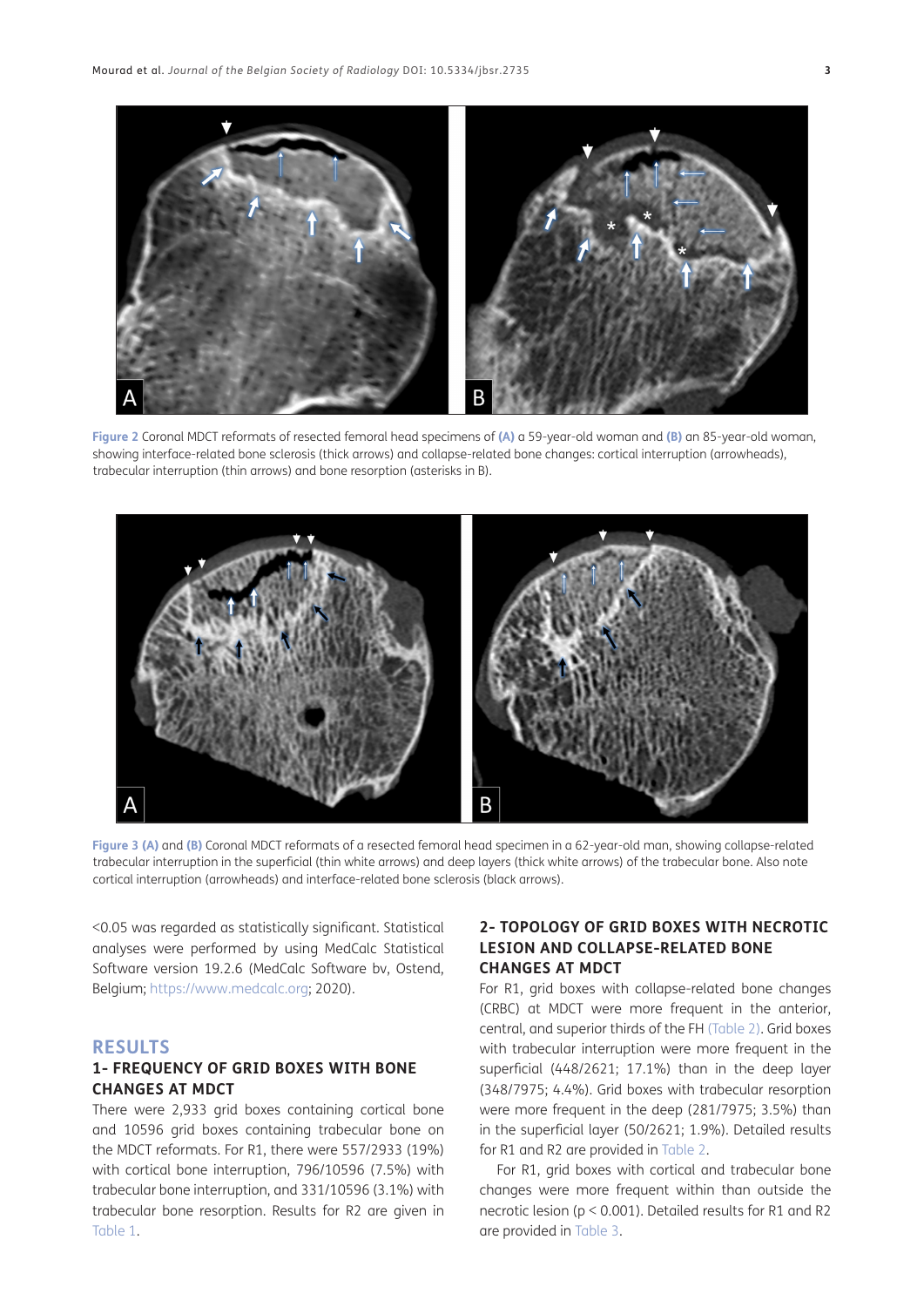**Figure 2** Coronal MDCT reformats of resected femoral head specimens of **(A)** a 59-year-old woman and **(B)** an 85-year-old woman, showing interface-related bone sclerosis (thick arrows) and collapse-related bone changes: cortical interruption (arrowheads), trabecular interruption (thin arrows) and bone resorption (asterisks in B).

**Figure 3 (A)** and **(B)** Coronal MDCT reformats of a resected femoral head specimen in a 62-year-old man, showing collapse-related trabecular interruption in the superficial (thin white arrows) and deep layers (thick white arrows) of the trabecular bone. Also note cortical interruption (arrowheads) and interface-related bone sclerosis (black arrows).

<0.05 was regarded as statistically significant. Statistical analyses were performed by using MedCalc Statistical Software version 19.2.6 (MedCalc Software bv, Ostend, Belgium; https://www.medcalc.org; 2020).

## RESULTS

### 1- FREQUENCY OF GRID BOXES WITH BONE CHANGES AT MDCT

There were 2,933 grid boxes containing cortical bone and 10596 grid boxes containing trabecular bone on the MDCT reformats. For R1, there were 557/2933 (19%) with cortical bone interruption, 796/10596 (7.5%) with trabecular bone interruption, and 331/10596 (3.1%) with trabecular bone resorption. Results for R2 are given in Table 1.

### 2- TOPOLOGY OF GRID BOXES WITH NECROTIC LESION AND COLLAPSE-RELATED BONE CHANGES AT MDCT

For R1, grid boxes with collapse-related bone changes (CRBC) at MDCT were more frequent in the anterior, central, and superior thirds of the FH (Table 2). Grid boxes with trabecular interruption were more frequent in the superficial (448/2621; 17.1%) than in the deep layer (348/7975; 4.4%). Grid boxes with trabecular resorption were more frequent in the deep (281/7975; 3.5%) than in the superficial layer (50/2621; 1.9%). Detailed results for R1 and R2 are provided in Table 2.

For R1, grid boxes with cortical and trabecular bone changes were more frequent within than outside the necrotic lesion ($p < 0.001$). Detailed results for R1 and R2 are provided in Table 3.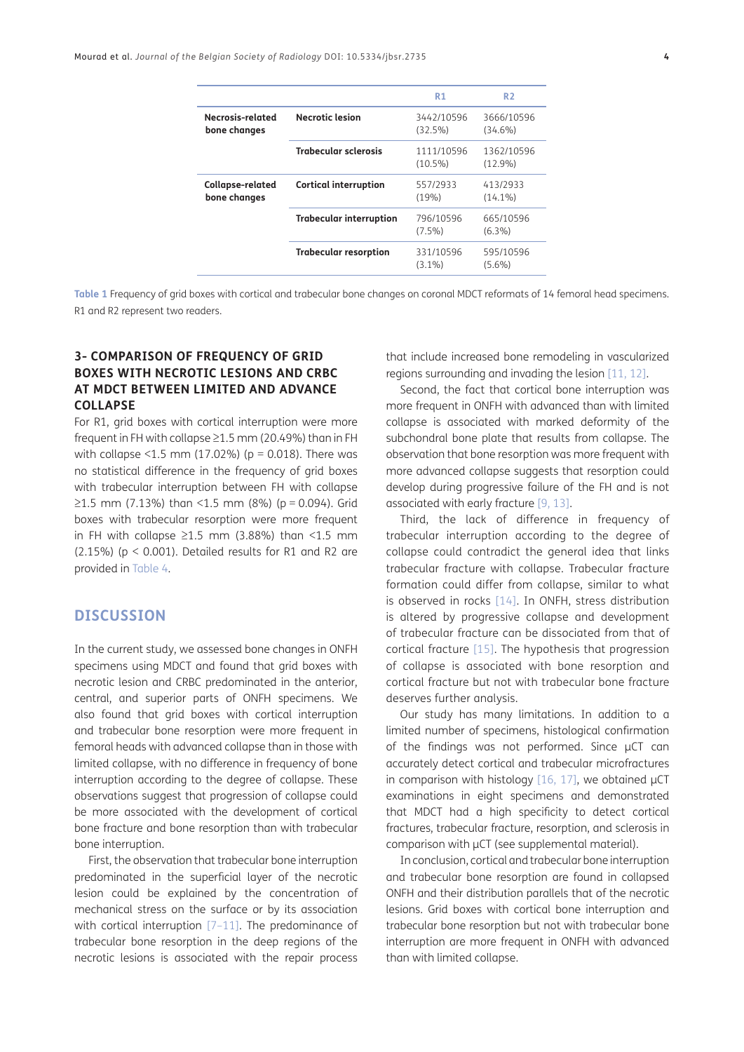| | | R1 | R2 |
|---|---|---|---|
| Necrosis-related bone changes | Necrotic lesion | 3442/10596 (32.5%) | 3666/10596 (34.6%) |
| | Trabecular sclerosis | 1111/10596 (10.5%) | 1362/10596 (12.9%) |
| Collapse-related bone changes | Cortical interruption | 557/2933 (19%) | 413/2933 (14.1%) |
| | Trabecular interruption | 796/10596 (7.5%) | 665/10596 (6.3%) |
| | Trabecular resorption | 331/10596 (3.1%) | 595/10596 (5.6%) |

**Table 1** Frequency of grid boxes with cortical and trabecular bone changes on coronal MDCT reformats of 14 femoral head specimens. R1 and R2 represent two readers.

### 3- COMPARISON OF FREQUENCY OF GRID BOXES WITH NECROTIC LESIONS AND CRBC AT MDCT BETWEEN LIMITED AND ADVANCE COLLAPSE

For R1, grid boxes with cortical interruption were more frequent in FH with collapse ≥1.5 mm (20.49%) than in FH with collapse <1.5 mm (17.02%) ($p = 0.018$). There was no statistical difference in the frequency of grid boxes with trabecular interruption between FH with collapse ≥1.5 mm (7.13%) than <1.5 mm (8%) ($p = 0.094$). Grid boxes with trabecular resorption were more frequent in FH with collapse ≥1.5 mm (3.88%) than <1.5 mm (2.15%) ($p < 0.001$). Detailed results for R1 and R2 are provided in Table 4.

## DISCUSSION

In the current study, we assessed bone changes in ONFH specimens using MDCT and found that grid boxes with necrotic lesion and CRBC predominated in the anterior, central, and superior parts of ONFH specimens. We also found that grid boxes with cortical interruption and trabecular bone resorption were more frequent in femoral heads with advanced collapse than in those with limited collapse, with no difference in frequency of bone interruption according to the degree of collapse. These observations suggest that progression of collapse could be more associated with the development of cortical bone fracture and bone resorption than with trabecular bone interruption.

First, the observation that trabecular bone interruption predominated in the superficial layer of the necrotic lesion could be explained by the concentration of mechanical stress on the surface or by its association with cortical interruption [7–11]. The predominance of trabecular bone resorption in the deep regions of the necrotic lesions is associated with the repair process that include increased bone remodeling in vascularized regions surrounding and invading the lesion [11, 12].

Second, the fact that cortical bone interruption was more frequent in ONFH with advanced than with limited collapse is associated with marked deformity of the subchondral bone plate that results from collapse. The observation that bone resorption was more frequent with more advanced collapse suggests that resorption could develop during progressive failure of the FH and is not associated with early fracture [9, 13].

Third, the lack of difference in frequency of trabecular interruption according to the degree of collapse could contradict the general idea that links trabecular fracture with collapse. Trabecular fracture formation could differ from collapse, similar to what is observed in rocks [14]. In ONFH, stress distribution is altered by progressive collapse and development of trabecular fracture can be dissociated from that of cortical fracture [15]. The hypothesis that progression of collapse is associated with bone resorption and cortical fracture but not with trabecular bone fracture deserves further analysis.

Our study has many limitations. In addition to a limited number of specimens, histological confirmation of the findings was not performed. Since µCT can accurately detect cortical and trabecular microfractures in comparison with histology [16, 17], we obtained µCT examinations in eight specimens and demonstrated that MDCT had a high specificity to detect cortical fractures, trabecular fracture, resorption, and sclerosis in comparison with µCT (see supplemental material).

In conclusion, cortical and trabecular bone interruption and trabecular bone resorption are found in collapsed ONFH and their distribution parallels that of the necrotic lesions. Grid boxes with cortical bone interruption and trabecular bone resorption but not with trabecular bone interruption are more frequent in ONFH with advanced than with limited collapse.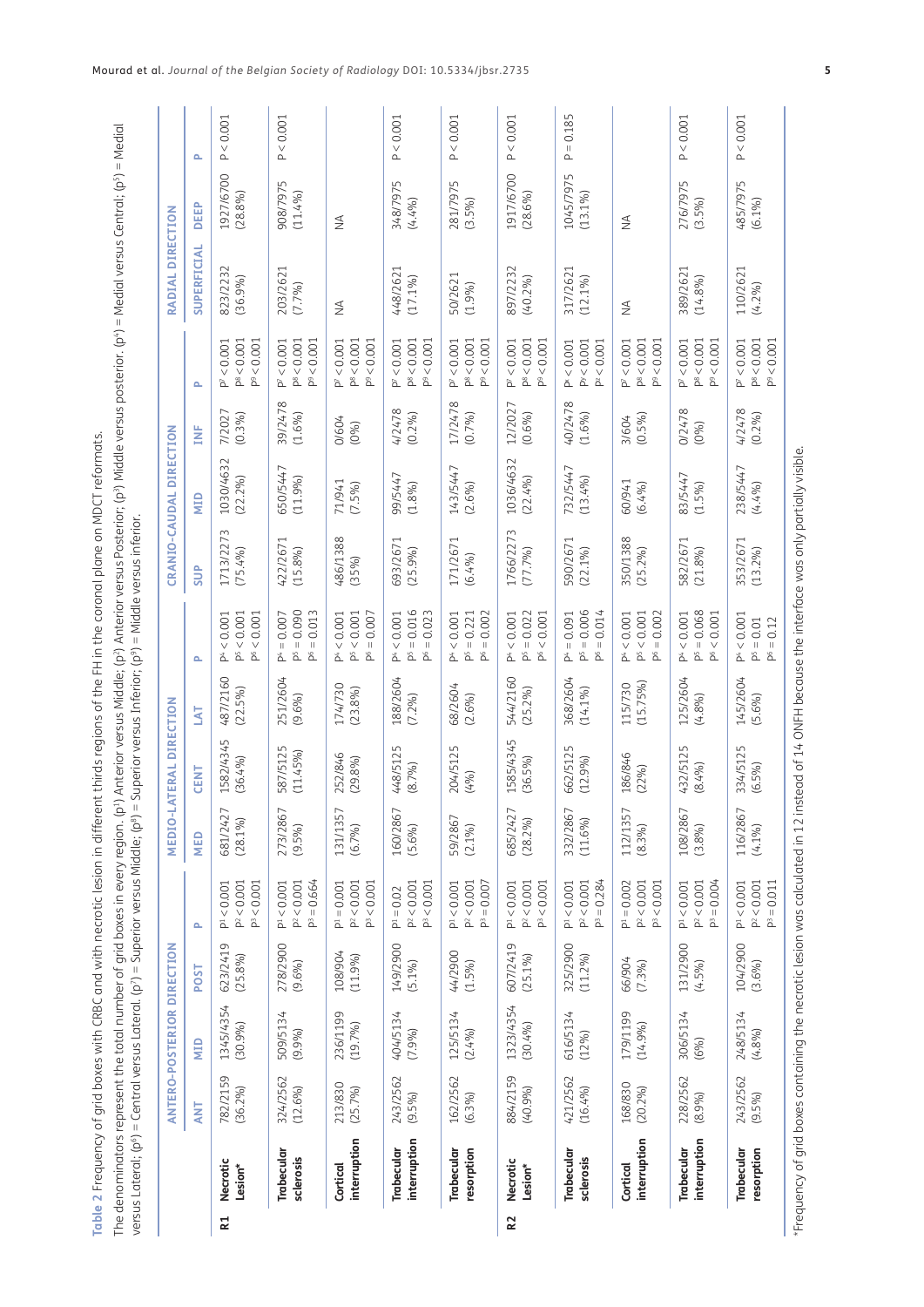**Table 2** Frequency of grid boxes with CRBC and with necrotic lesion in different thirds regions of the FH in the coronal plane on MDCT reformats.

The denominators represent the total number of grid boxes in every region. ($p^1$) Anterior versus Middle; ($p^2$) Anterior versus Posterior; ($p^3$) Middle versus posterior. ($p^4$) = Medial versus Central; ($p^5$) = Medial versus Lateral; ($p^6$) = Central versus Lateral. ($p^7$) = Superior versus Middle; ($p^8$) = Superior versus Inferior; ($p^9$) = Middle versus inferior.

| | | ANTERO-POSTERIOR DIRECTION | | | | MEDIO-LATERAL DIRECTION | | | | CRANIO-CAUDAL DIRECTION | | | | RADIAL DIRECTION | | |
|---|---|---|---|---|---|---|---|---|---|---|---|---|---|---|---|---|
| | | ANT | MID | POST | P | MED | CENT | LAT | P | SUP | MID | INF | P | SUPERFICIAL | DEEP | P |
| R1 | Necrotic Lesion* | 782/2159 (36.2%) | 1345/4354 (30.9%) | 623/2419 (25.8%) | $P^1 < 0.001$ $P^2 < 0.001$ $P^3 < 0.001$ | 681/2427 (28.1%) | 1582/4345 (36.4%) | 487/2160 (22.5%) | $P^4 < 0.001$ $P^5 < 0.001$ $P^6 < 0.001$ | 1713/2273 (75.4%) | 1030/4632 (22.2%) | 7/2027 (0.3%) | $P^7 < 0.001$ $P^8 < 0.001$ $P^9 < 0.001$ | 823/2232 (36.9%) | 1927/6700 (28.8%) | $P < 0.001$ |
| | Trabecular sclerosis | 324/2562 (12.6%) | 509/5134 (9.9%) | 278/2900 (9.6%) | $P^1 < 0.001$ $P^2 < 0.001$ $P^3 = 0.664$ | 273/2867 (9.5%) | 587/5125 (11.45%) | 251/2604 (9.6%) | $P^4 = 0.007$ $P^5 = 0.090$ $P^6 = 0.013$ | 422/2671 (15.8%) | 650/5447 (11.9%) | 39/2478 (1.6%) | $P^7 < 0.001$ $P^8 < 0.001$ $P^9 < 0.001$ | 203/2621 (7.7%) | 908/7975 (11.4%) | $P < 0.001$ |
| | Cortical interruption | 213/830 (25.7%) | 236/1199 (19.7%) | 108/904 (11.9%) | $P^1 = 0.001$ $P^2 < 0.001$ $P^3 < 0.001$ | 131/1357 (6.7%) | 252/846 (29.8%) | 174/730 (23.8%) | $P^4 < 0.001$ $P^5 < 0.001$ $P^6 = 0.007$ | 486/1388 (35%) | 71/941 (7.5%) | 0/604 (0%) | $P^7 < 0.001$ $P^8 < 0.001$ $P^9 < 0.001$ | NA | NA | |
| | Trabecular interruption | 243/2562 (9.5%) | 404/5134 (7.9%) | 149/2900 (5.1%) | $P^1 = 0.02$ $P^2 < 0.001$ $P^3 < 0.001$ | 160/2867 (5.6%) | 448/5125 (8.7%) | 188/2604 (7.2%) | $P^4 < 0.001$ $P^5 = 0.016$ $P^6 = 0.023$ | 693/2671 (25.9%) | 99/5447 (1.8%) | 4/2478 (0.2%) | $P^7 < 0.001$ $P^8 < 0.001$ $P^9 < 0.001$ | 448/2621 (17.1%) | 348/7975 (4.4%) | $P < 0.001$ |
| | Trabecular resorption | 162/2562 (6.3%) | 125/5134 (2.4%) | 44/2900 (1.5%) | $P^1 < 0.001$ $P^2 < 0.001$ $P^3 = 0.007$ | 59/2867 (2.1%) | 204/5125 (4%) | 68/2604 (2.6%) | $P^4 < 0.001$ $P^5 = 0.221$ $P^6 = 0.002$ | 171/2671 (6.4%) | 143/5447 (2.6%) | 17/2478 (0.7%) | $P^7 < 0.001$ $P^8 < 0.001$ $P^9 < 0.001$ | 50/2621 (1.9%) | 281/7975 (3.5%) | $P < 0.001$ |
| R2 | Necrotic Lesion* | 884/2159 (40.9%) | 1323/4354 (30.4%) | 607/2419 (25.1%) | $P^1 < 0.001$ $P^2 < 0.001$ $P^3 < 0.001$ | 685/2427 (28.2%) | 1585/4345 (36.5%) | 544/2160 (25.2%) | $P^4 < 0.001$ $P^5 = 0.022$ $P^6 < 0.001$ | 1766/2273 (77.7%) | 1036/4632 (22.4%) | 12/2027 (0.6%) | $P^7 < 0.001$ $P^8 < 0.001$ $P^9 < 0.001$ | 897/2232 (40.2%) | 1917/6700 (28.6%) | $P < 0.001$ |
| | Trabecular sclerosis | 421/2562 (16.4%) | 616/5134 (12%) | 325/2900 (11.2%) | $P^1 < 0.001$ $P^2 < 0.001$ $P^3 = 0.284$ | 332/2867 (11.6%) | 662/5125 (12.9%) | 368/2604 (14.1%) | $P^4 = 0.091$ $P^5 = 0.006$ $P^6 = 0.014$ | 590/2671 (22.1%) | 732/5447 (13.4%) | 40/2478 (1.6%) | $P^7 < 0.001$ $P^8 < 0.001$ $P^9 < 0.001$ | 317/2621 (12.1%) | 1045/7975 (13.1%) | $P = 0.185$ |
| | Cortical interruption | 168/830 (20.2%) | 179/1199 (14.9%) | 66/904 (7.3%) | $P^1 = 0.002$ $P^2 < 0.001$ $P^3 < 0.001$ | 112/1357 (8.3%) | 186/846 (22%) | 115/730 (15.75%) | $P^4 < 0.001$ $P^5 < 0.001$ $P^6 = 0.002$ | 350/1388 (25.2%) | 60/941 (6.4%) | 3/604 (0.5%) | $P^7 < 0.001$ $P^8 < 0.001$ $P^9 < 0.001$ | NA | NA | |
| | Trabecular interruption | 228/2562 (8.9%) | 306/5134 (6%) | 131/2900 (4.5%) | $P^1 < 0.001$ $P^2 < 0.001$ $P^3 = 0.004$ | 108/2867 (3.8%) | 432/5125 (8.4%) | 125/2604 (4.8%) | $P^4 < 0.001$ $P^5 = 0.068$ $P^6 < 0.001$ | 582/2671 (21.8%) | 83/5447 (1.5%) | 0/2478 (0%) | $P^7 < 0.001$ $P^8 < 0.001$ $P^9 < 0.001$ | 389/2621 (14.8%) | 276/7975 (3.5%) | $P < 0.001$ |
| | Trabecular resorption | 243/2562 (9.5%) | 248/5134 (4.8%) | 104/2900 (3.6%) | $P^1 < 0.001$ $P^2 < 0.001$ $P^3 = 0.011$ | 116/2867 (4.1%) | 334/5125 (6.5%) | 145/2604 (5.6%) | $P^4 < 0.001$ $P^5 = 0.01$ $P^6 = 0.12$ | 353/2671 (13.2%) | 238/5447 (4.4%) | 4/2478 (0.2%) | $P^7 < 0.001$ $P^8 < 0.001$ $P^9 < 0.001$ | 110/2621 (4.2%) | 485/7975 (6.1%) | $P < 0.001$ |

*Frequency of grid boxes containing the necrotic lesion was calculated in 12 instead of 14 ONFH because the interface was only partially visible.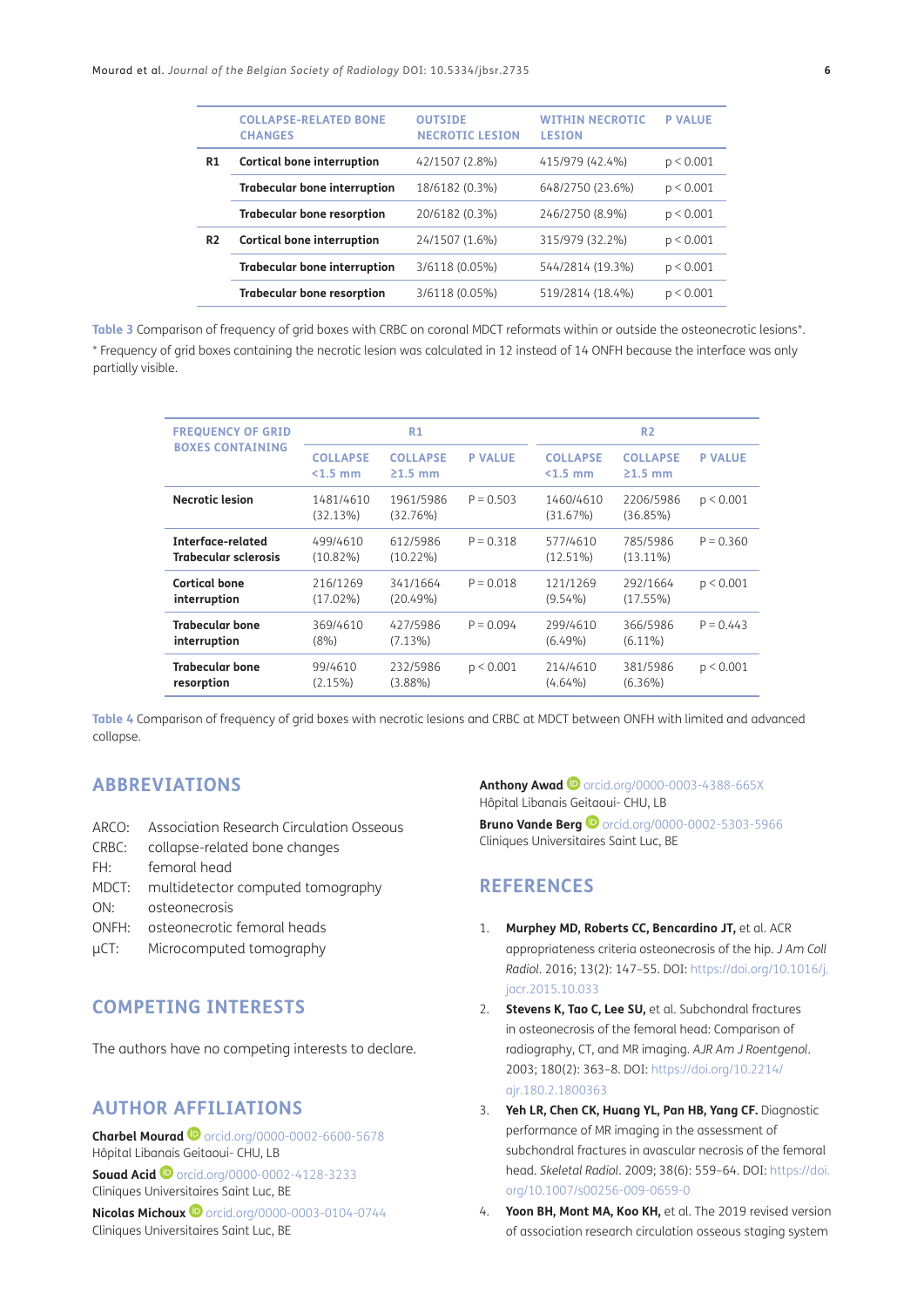| | COLLAPSE-RELATED BONE CHANGES | OUTSIDE NECROTIC LESION | WITHIN NECROTIC LESION | P VALUE |
|---|---|---|---|---|
| **R1** | **Cortical bone interruption** | 42/1507 (2.8%) | 415/979 (42.4%) | p < 0.001 |
| | **Trabecular bone interruption** | 18/6182 (0.3%) | 648/2750 (23.6%) | p < 0.001 |
| | **Trabecular bone resorption** | 20/6182 (0.3%) | 246/2750 (8.9%) | p < 0.001 |
| **R2** | **Cortical bone interruption** | 24/1507 (1.6%) | 315/979 (32.2%) | p < 0.001 |
| | **Trabecular bone interruption** | 3/6118 (0.05%) | 544/2814 (19.3%) | p < 0.001 |
| | **Trabecular bone resorption** | 3/6118 (0.05%) | 519/2814 (18.4%) | p < 0.001 |

**Table 3** Comparison of frequency of grid boxes with CRBC on coronal MDCT reformats within or outside the osteonecrotic lesions*.

* Frequency of grid boxes containing the necrotic lesion was calculated in 12 instead of 14 ONFH because the interface was only partially visible.

| FREQUENCY OF GRID BOXES CONTAINING | R1 | | | R2 | | |
|---|---|---|---|---|---|---|
| | COLLAPSE <1.5 mm | COLLAPSE ≥1.5 mm | P VALUE | COLLAPSE <1.5 mm | COLLAPSE ≥1.5 mm | P VALUE |
| **Necrotic lesion** | 1481/4610 (32.13%) | 1961/5986 (32.76%) | P = 0.503 | 1460/4610 (31.67%) | 2206/5986 (36.85%) | p < 0.001 |
| **Interface-related Trabecular sclerosis** | 499/4610 (10.82%) | 612/5986 (10.22%) | P = 0.318 | 577/4610 (12.51%) | 785/5986 (13.11%) | P = 0.360 |
| **Cortical bone interruption** | 216/1269 (17.02%) | 341/1664 (20.49%) | P = 0.018 | 121/1269 (9.54%) | 292/1664 (17.55%) | p < 0.001 |
| **Trabecular bone interruption** | 369/4610 (8%) | 427/5986 (7.13%) | P = 0.094 | 299/4610 (6.49%) | 366/5986 (6.11%) | P = 0.443 |
| **Trabecular bone resorption** | 99/4610 (2.15%) | 232/5986 (3.88%) | p < 0.001 | 214/4610 (4.64%) | 381/5986 (6.36%) | p < 0.001 |

**Table 4** Comparison of frequency of grid boxes with necrotic lesions and CRBC at MDCT between ONFH with limited and advanced collapse.

## ABBREVIATIONS

ARCO: Association Research Circulation Osseous
CRBC: collapse-related bone changes
FH: femoral head
MDCT: multidetector computed tomography
ON: osteonecrosis
ONFH: osteonecrotic femoral heads
µCT: Microcomputed tomography

## COMPETING INTERESTS

The authors have no competing interests to declare.

## AUTHOR AFFILIATIONS

**Charbel Mourad** orcid.org/0000-0002-6600-5678
Hôpital Libanais Geitaoui- CHU, LB

**Souad Acid** orcid.org/0000-0002-4128-3233
Cliniques Universitaires Saint Luc, BE

**Nicolas Michoux** orcid.org/0000-0003-0104-0744
Cliniques Universitaires Saint Luc, BE

**Anthony Awad** orcid.org/0000-0003-4388-665X
Hôpital Libanais Geitaoui- CHU, LB

**Bruno Vande Berg** orcid.org/0000-0002-5303-5966
Cliniques Universitaires Saint Luc, BE

## REFERENCES

1. **Murphey MD, Roberts CC, Bencardino JT,** et al. ACR appropriateness criteria osteonecrosis of the hip. *J Am Coll Radiol*. 2016; 13(2): 147–55. DOI: https://doi.org/10.1016/j.jacr.2015.10.033
2. **Stevens K, Tao C, Lee SU,** et al. Subchondral fractures in osteonecrosis of the femoral head: Comparison of radiography, CT, and MR imaging. *AJR Am J Roentgenol*. 2003; 180(2): 363–8. DOI: https://doi.org/10.2214/ajr.180.2.1800363
3. **Yeh LR, Chen CK, Huang YL, Pan HB, Yang CF.** Diagnostic performance of MR imaging in the assessment of subchondral fractures in avascular necrosis of the femoral head. *Skeletal Radiol*. 2009; 38(6): 559–64. DOI: https://doi.org/10.1007/s00256-009-0659-0
4. **Yoon BH, Mont MA, Koo KH,** et al. The 2019 revised version of association research circulation osseous staging system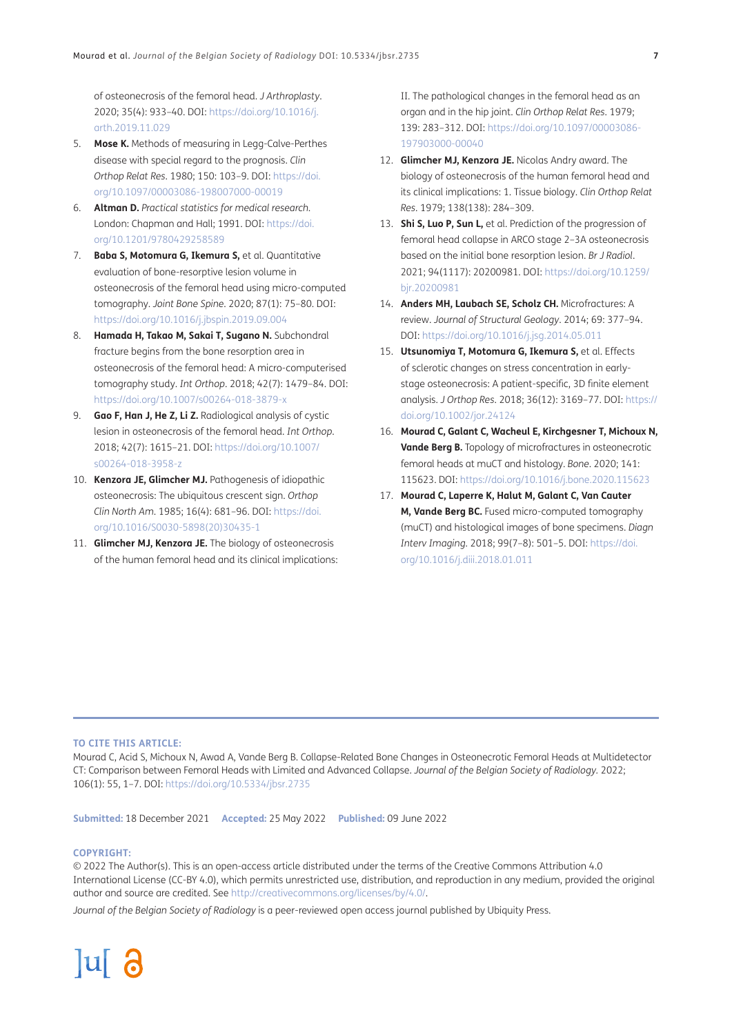of osteonecrosis of the femoral head. *J Arthroplasty*. 2020; 35(4): 933–40. DOI: https://doi.org/10.1016/j.arth.2019.11.029

5. **Mose K.** Methods of measuring in Legg-Calve-Perthes disease with special regard to the prognosis. *Clin Orthop Relat Res*. 1980; 150: 103–9. DOI: https://doi.org/10.1097/00003086-198007000-00019
6. **Altman D.** *Practical statistics for medical research*. London: Chapman and Hall; 1991. DOI: https://doi.org/10.1201/9780429258589
7. **Baba S, Motomura G, Ikemura S,** et al. Quantitative evaluation of bone-resorptive lesion volume in osteonecrosis of the femoral head using micro-computed tomography. *Joint Bone Spine*. 2020; 87(1): 75–80. DOI: https://doi.org/10.1016/j.jbspin.2019.09.004
8. **Hamada H, Takao M, Sakai T, Sugano N.** Subchondral fracture begins from the bone resorption area in osteonecrosis of the femoral head: A micro-computerised tomography study. *Int Orthop*. 2018; 42(7): 1479–84. DOI: https://doi.org/10.1007/s00264-018-3879-x
9. **Gao F, Han J, He Z, Li Z.** Radiological analysis of cystic lesion in osteonecrosis of the femoral head. *Int Orthop*. 2018; 42(7): 1615–21. DOI: https://doi.org/10.1007/s00264-018-3958-z
10. **Kenzora JE, Glimcher MJ.** Pathogenesis of idiopathic osteonecrosis: The ubiquitous crescent sign. *Orthop Clin North Am*. 1985; 16(4): 681–96. DOI: https://doi.org/10.1016/S0030-5898(20)30435-1
11. **Glimcher MJ, Kenzora JE.** The biology of osteonecrosis of the human femoral head and its clinical implications: II. The pathological changes in the femoral head as an organ and in the hip joint. *Clin Orthop Relat Res*. 1979; 139: 283–312. DOI: https://doi.org/10.1097/00003086-197903000-00040
12. **Glimcher MJ, Kenzora JE.** Nicolas Andry award. The biology of osteonecrosis of the human femoral head and its clinical implications: 1. Tissue biology. *Clin Orthop Relat Res*. 1979; 138(138): 284–309.
13. **Shi S, Luo P, Sun L,** et al. Prediction of the progression of femoral head collapse in ARCO stage 2–3A osteonecrosis based on the initial bone resorption lesion. *Br J Radiol*. 2021; 94(1117): 20200981. DOI: https://doi.org/10.1259/bjr.20200981
14. **Anders MH, Laubach SE, Scholz CH.** Microfractures: A review. *Journal of Structural Geology*. 2014; 69: 377–94. DOI: https://doi.org/10.1016/j.jsg.2014.05.011
15. **Utsunomiya T, Motomura G, Ikemura S,** et al. Effects of sclerotic changes on stress concentration in early-stage osteonecrosis: A patient-specific, 3D finite element analysis. *J Orthop Res*. 2018; 36(12): 3169–77. DOI: https://doi.org/10.1002/jor.24124
16. **Mourad C, Galant C, Wacheul E, Kirchgesner T, Michoux N, Vande Berg B.** Topology of microfractures in osteonecrotic femoral heads at muCT and histology. *Bone*. 2020; 141: 115623. DOI: https://doi.org/10.1016/j.bone.2020.115623
17. **Mourad C, Laperre K, Halut M, Galant C, Van Cauter M, Vande Berg BC.** Fused micro-computed tomography (muCT) and histological images of bone specimens. *Diagn Interv Imaging*. 2018; 99(7–8): 501–5. DOI: https://doi.org/10.1016/j.diii.2018.01.011

**TO CITE THIS ARTICLE:**

Mourad C, Acid S, Michoux N, Awad A, Vande Berg B. Collapse-Related Bone Changes in Osteonecrotic Femoral Heads at Multidetector CT: Comparison between Femoral Heads with Limited and Advanced Collapse. *Journal of the Belgian Society of Radiology*. 2022; 106(1): 55, 1–7. DOI: https://doi.org/10.5334/jbsr.2735

**Submitted:** 18 December 2021 **Accepted:** 25 May 2022 **Published:** 09 June 2022

**COPYRIGHT:**

© 2022 The Author(s). This is an open-access article distributed under the terms of the Creative Commons Attribution 4.0 International License (CC-BY 4.0), which permits unrestricted use, distribution, and reproduction in any medium, provided the original author and source are credited. See http://creativecommons.org/licenses/by/4.0/.

*Journal of the Belgian Society of Radiology* is a peer-reviewed open access journal published by Ubiquity Press.